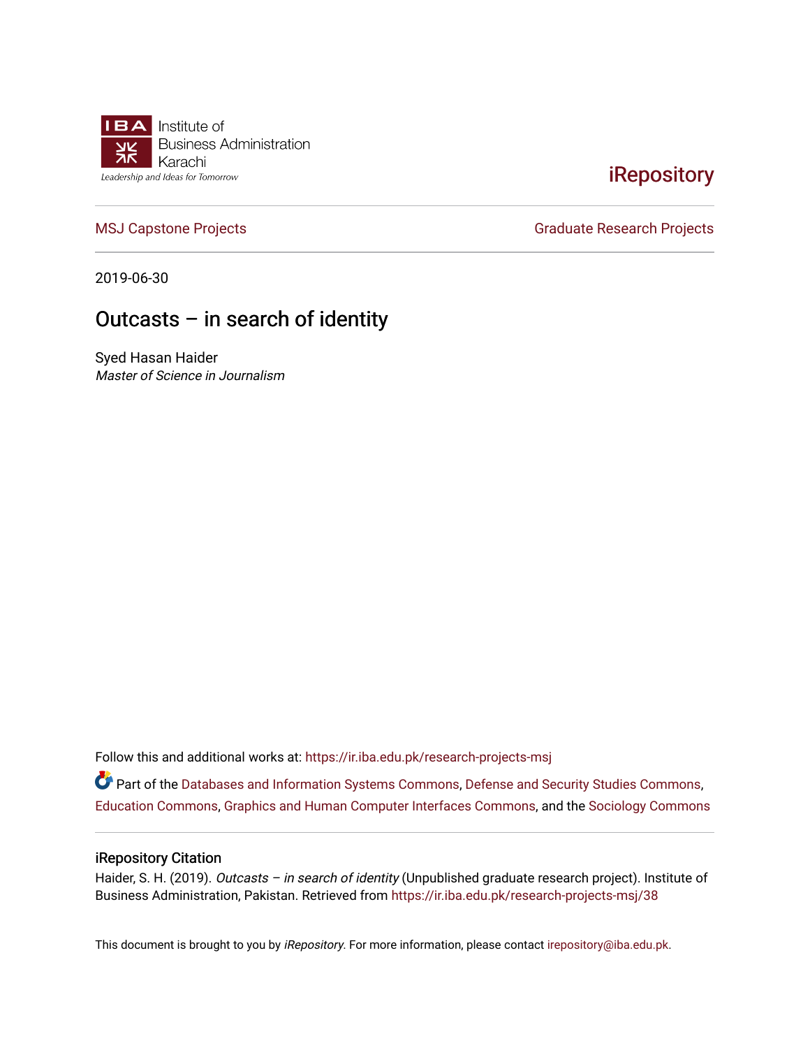IBA Institute of Business Administration Karachi

*Leadership and Ideas for Tomorrow*

iRepository

MSJ Capstone Projects | Graduate Research Projects

2019-06-30

# Outcasts – in search of identity

Syed Hasan Haider

*Master of Science in Journalism*

Follow this and additional works at: https://ir.iba.edu.pk/research-projects-msj

Part of the Databases and Information Systems Commons, Defense and Security Studies Commons, Education Commons, Graphics and Human Computer Interfaces Commons, and the Sociology Commons

## iRepository Citation

Haider, S. H. (2019). *Outcasts – in search of identity* (Unpublished graduate research project). Institute of Business Administration, Pakistan. Retrieved from https://ir.iba.edu.pk/research-projects-msj/38

This document is brought to you by *iRepository*. For more information, please contact irepository@iba.edu.pk.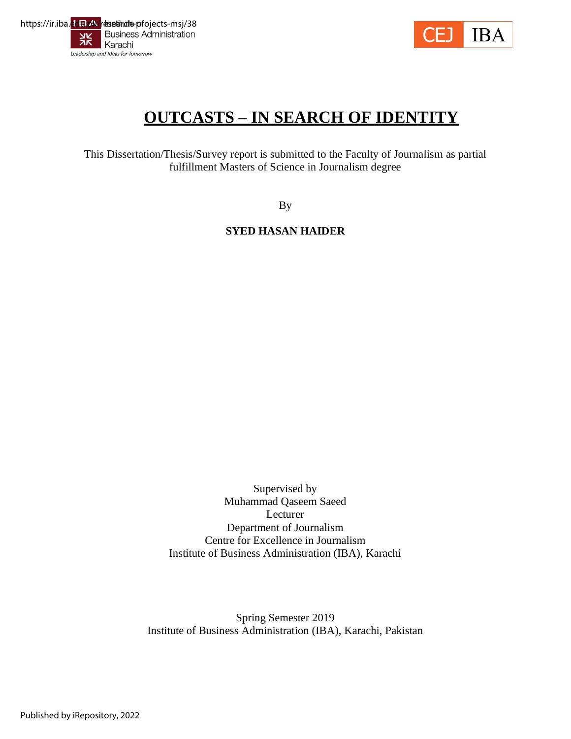# OUTCASTS – IN SEARCH OF IDENTITY

This Dissertation/Thesis/Survey report is submitted to the Faculty of Journalism as partial fulfillment Masters of Science in Journalism degree

By

**SYED HASAN HAIDER**

Supervised by
Muhammad Qaseem Saeed
Lecturer
Department of Journalism
Centre for Excellence in Journalism
Institute of Business Administration (IBA), Karachi

Spring Semester 2019
Institute of Business Administration (IBA), Karachi, Pakistan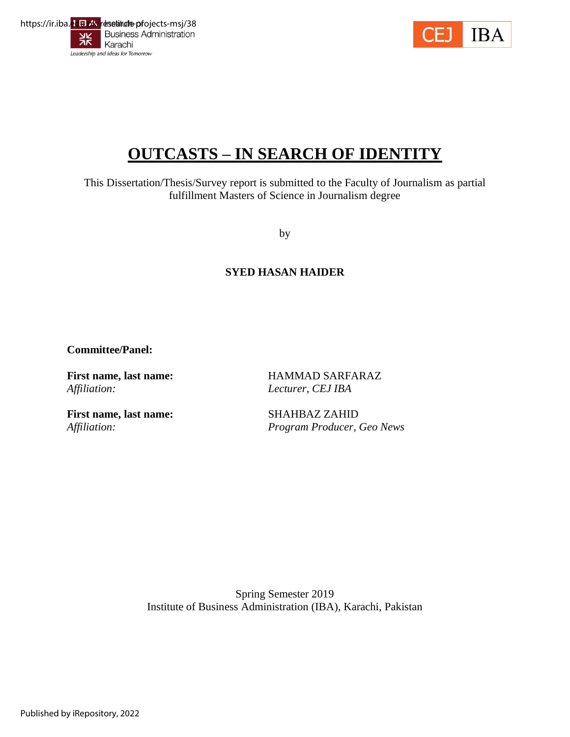# OUTCASTS – IN SEARCH OF IDENTITY

This Dissertation/Thesis/Survey report is submitted to the Faculty of Journalism as partial fulfillment Masters of Science in Journalism degree

by

**SYED HASAN HAIDER**

**Committee/Panel:**

**First name, last name:** HAMMAD SARFARAZ
*Affiliation:* *Lecturer, CEJ IBA*

**First name, last name:** SHAHBAZ ZAHID
*Affiliation:* *Program Producer, Geo News*

Spring Semester 2019
Institute of Business Administration (IBA), Karachi, Pakistan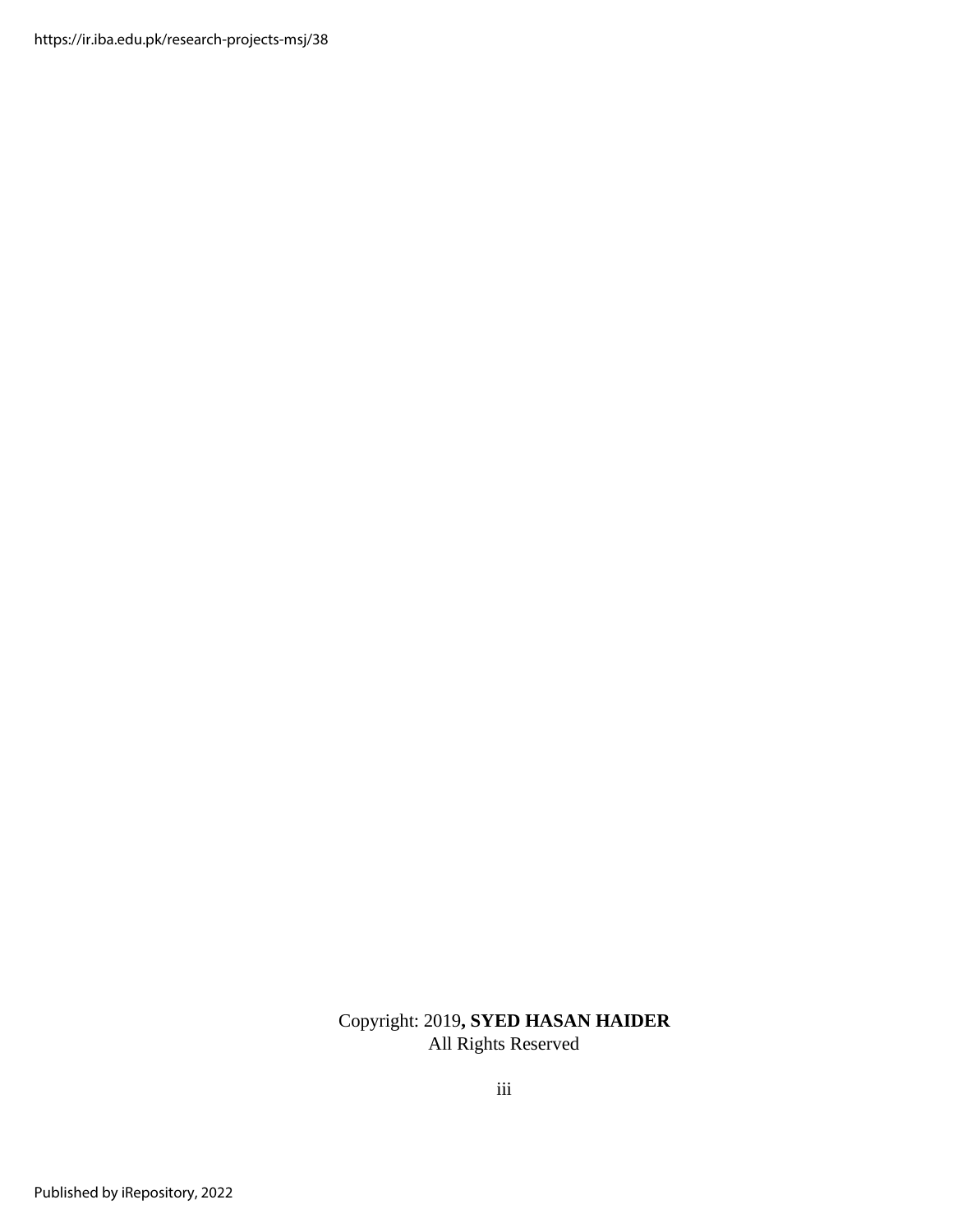Copyright: 2019**, SYED HASAN HAIDER**
All Rights Reserved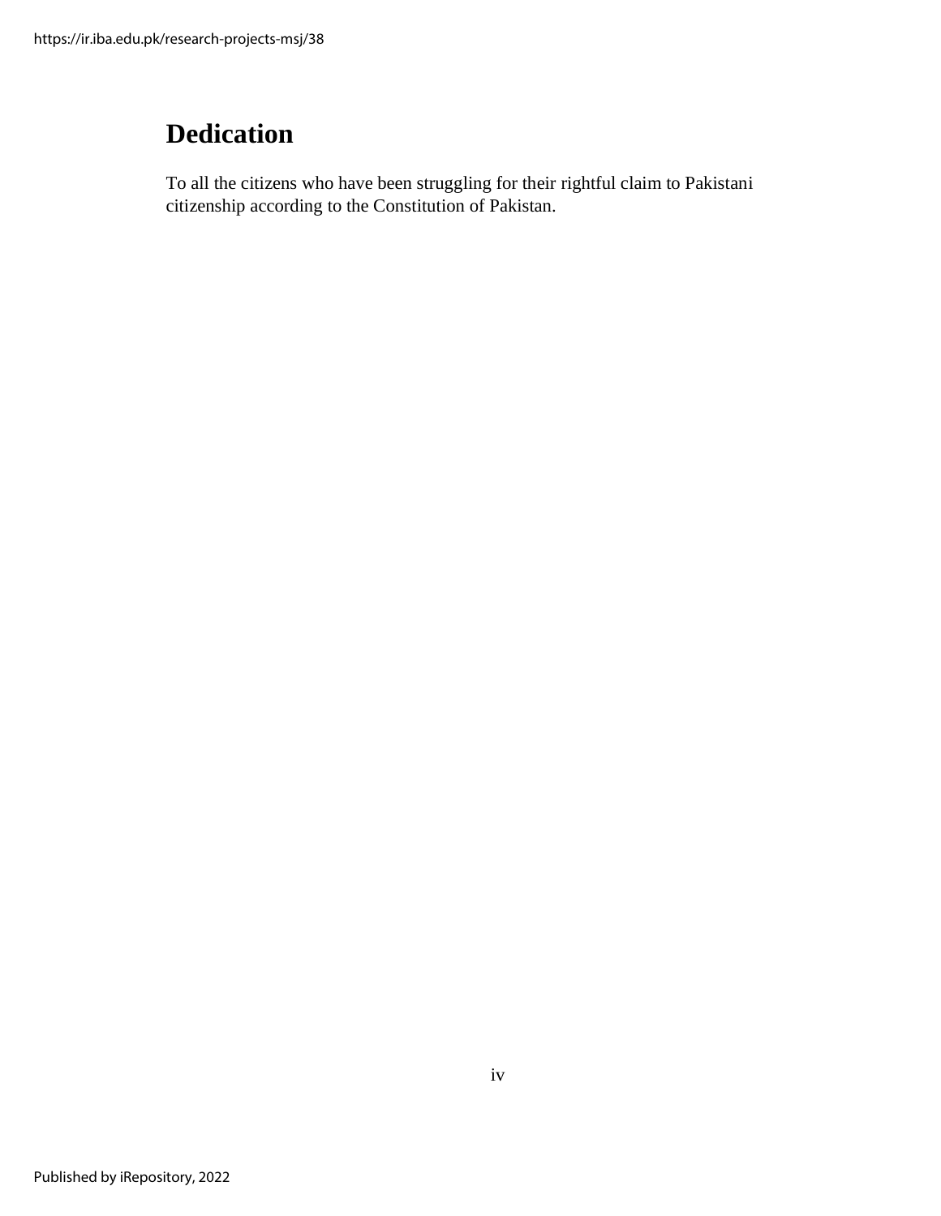# Dedication

To all the citizens who have been struggling for their rightful claim to Pakistani citizenship according to the Constitution of Pakistan.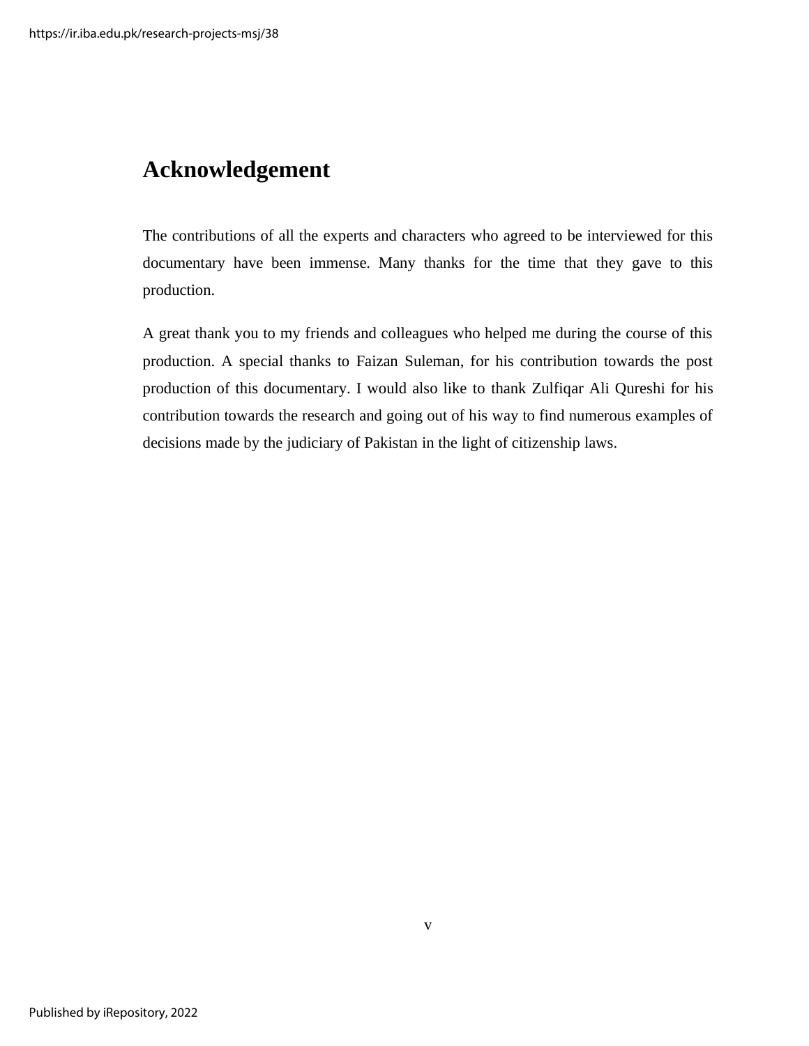# Acknowledgement

The contributions of all the experts and characters who agreed to be interviewed for this documentary have been immense. Many thanks for the time that they gave to this production.

A great thank you to my friends and colleagues who helped me during the course of this production. A special thanks to Faizan Suleman, for his contribution towards the post production of this documentary. I would also like to thank Zulfiqar Ali Qureshi for his contribution towards the research and going out of his way to find numerous examples of decisions made by the judiciary of Pakistan in the light of citizenship laws.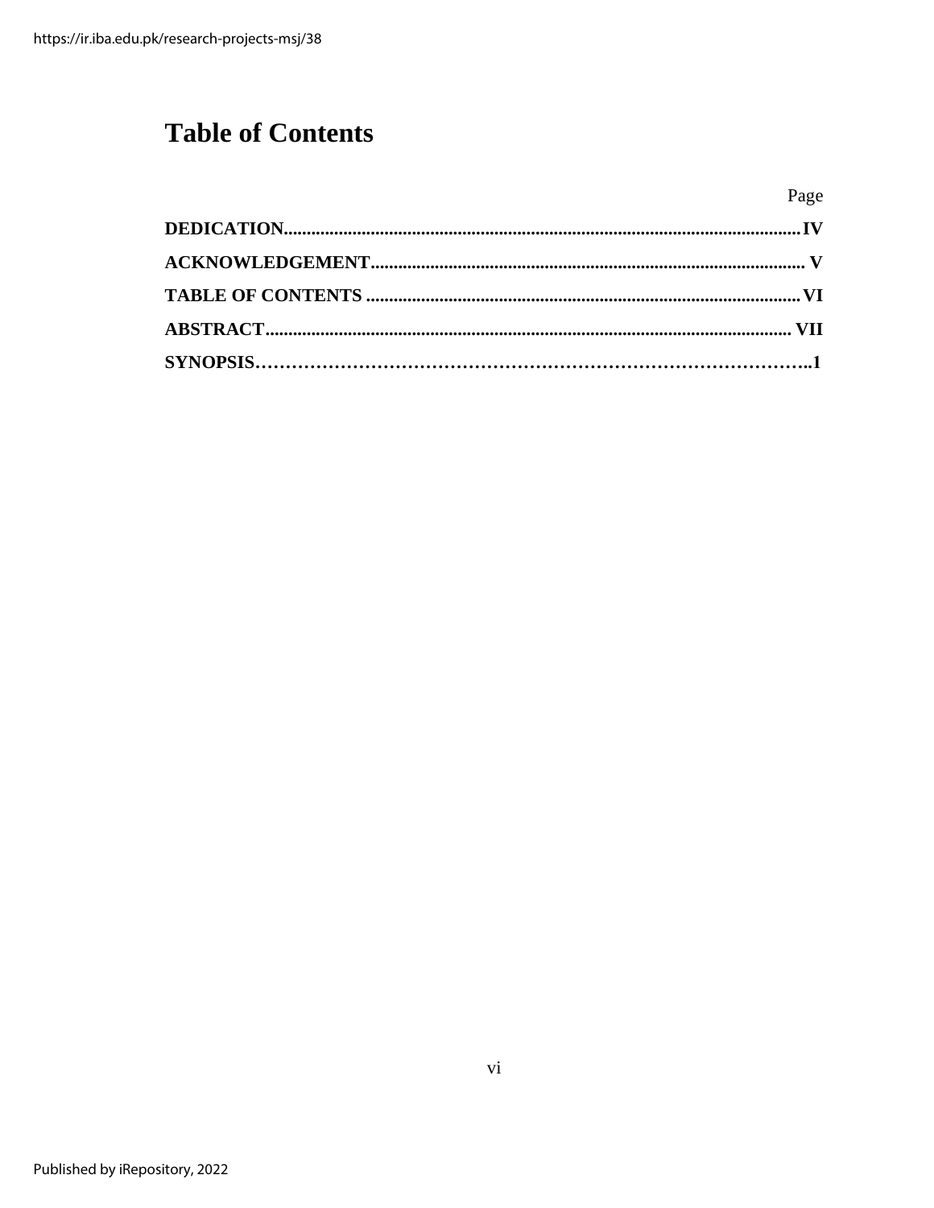# Table of Contents

| | Page |
|---|---|
| **DEDICATION** | **IV** |
| **ACKNOWLEDGEMENT** | **V** |
| **TABLE OF CONTENTS** | **VI** |
| **ABSTRACT** | **VII** |
| **SYNOPSIS** | **1** |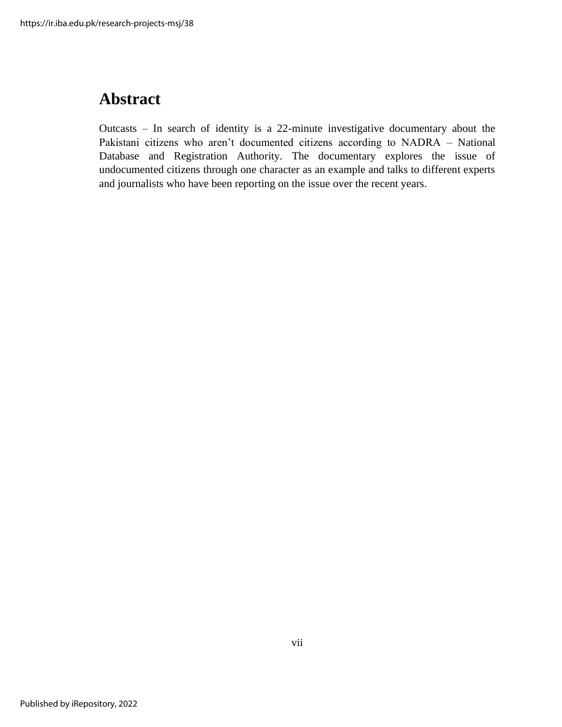# Abstract

Outcasts – In search of identity is a 22-minute investigative documentary about the Pakistani citizens who aren’t documented citizens according to NADRA – National Database and Registration Authority. The documentary explores the issue of undocumented citizens through one character as an example and talks to different experts and journalists who have been reporting on the issue over the recent years.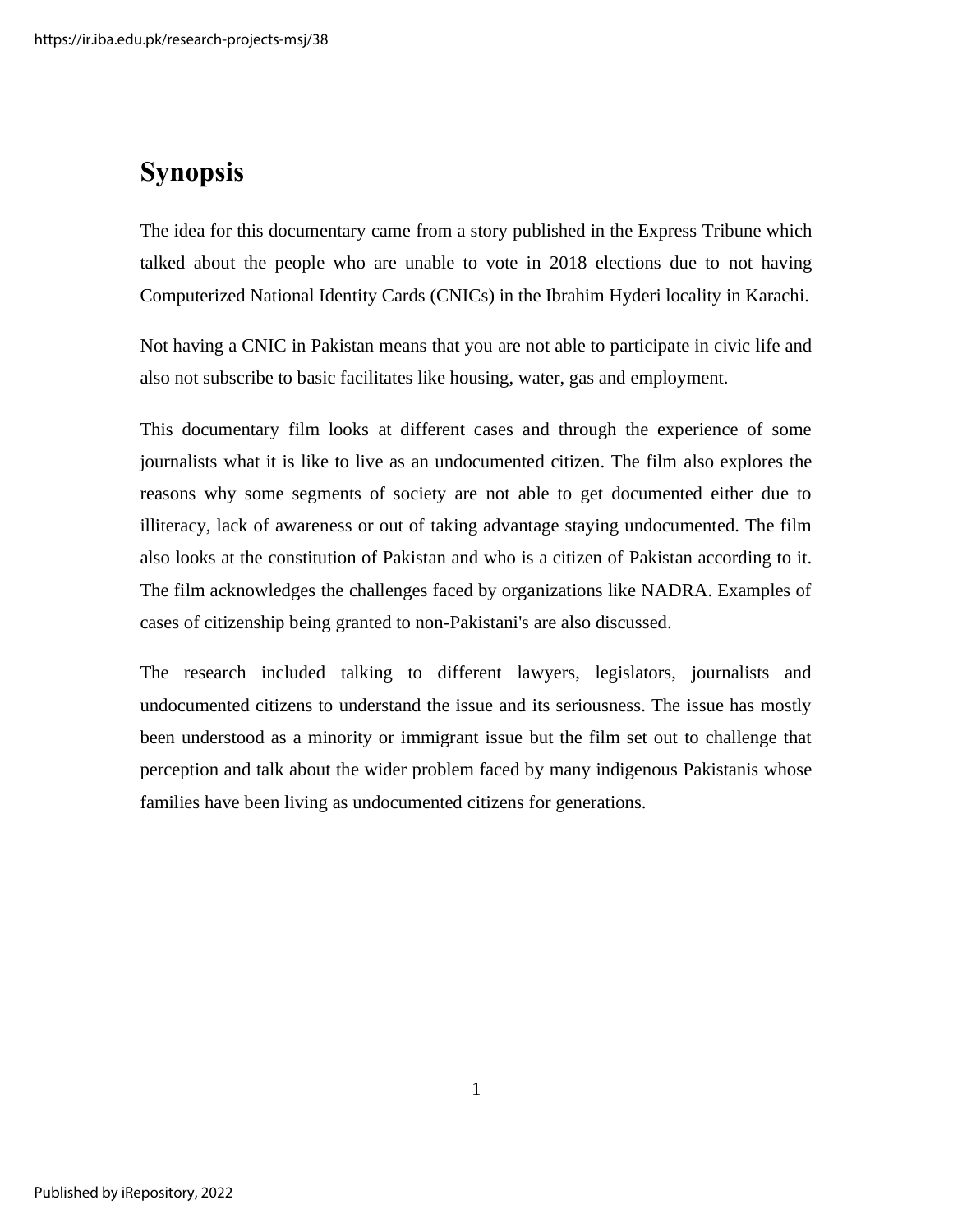# Synopsis

The idea for this documentary came from a story published in the Express Tribune which talked about the people who are unable to vote in 2018 elections due to not having Computerized National Identity Cards (CNICs) in the Ibrahim Hyderi locality in Karachi.

Not having a CNIC in Pakistan means that you are not able to participate in civic life and also not subscribe to basic facilitates like housing, water, gas and employment.

This documentary film looks at different cases and through the experience of some journalists what it is like to live as an undocumented citizen. The film also explores the reasons why some segments of society are not able to get documented either due to illiteracy, lack of awareness or out of taking advantage staying undocumented. The film also looks at the constitution of Pakistan and who is a citizen of Pakistan according to it. The film acknowledges the challenges faced by organizations like NADRA. Examples of cases of citizenship being granted to non-Pakistani's are also discussed.

The research included talking to different lawyers, legislators, journalists and undocumented citizens to understand the issue and its seriousness. The issue has mostly been understood as a minority or immigrant issue but the film set out to challenge that perception and talk about the wider problem faced by many indigenous Pakistanis whose families have been living as undocumented citizens for generations.